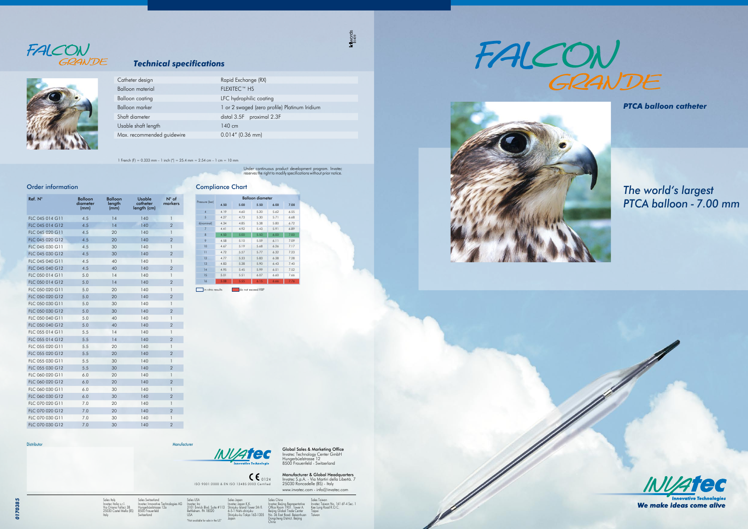# FALCON GRANDE

## Technical specifications

| | |
|---|---|
| Catheter design | Rapid Exchange (RX) |
| Balloon material | FLEXITEC™ HS |
| Balloon coating | LFC hydrophilic coating |
| Balloon marker | 1 or 2 swaged (zero profile) Platinum Iridium |
| Shaft diameter | distal 3.5F proximal 2.3F |
| Usable shaft length | 140 cm |
| Max. recommended guidewire | 0.014" (0.36 mm) |

1 French (F) = 0.333 mm – 1 inch (") = 25.4 mm = 2.54 cm – 1 cm = 10 mm

Under continuous product development program. Invatec reserves the right to modify specifications without prior notice.

## Order information

| Ref. N° | Balloon diameter (mm) | Balloon length (mm) | Usable catheter length (cm) | N° of markers |
|---|---|---|---|---|
| FLC 045 014 G11 | 4.5 | 14 | 140 | 1 |
| FLC 045 014 G12 | 4.5 | 14 | 140 | 2 |
| FLC 045 020 G11 | 4.5 | 20 | 140 | 1 |
| FLC 045 020 G12 | 4.5 | 20 | 140 | 2 |
| FLC 045 030 G11 | 4.5 | 30 | 140 | 1 |
| FLC 045 030 G12 | 4.5 | 30 | 140 | 2 |
| FLC 045 040 G11 | 4.5 | 40 | 140 | 1 |
| FLC 045 040 G12 | 4.5 | 40 | 140 | 2 |
| FLC 050 014 G11 | 5.0 | 14 | 140 | 1 |
| FLC 050 014 G12 | 5.0 | 14 | 140 | 2 |
| FLC 050 020 G11 | 5.0 | 20 | 140 | 1 |
| FLC 050 020 G12 | 5.0 | 20 | 140 | 2 |
| FLC 050 030 G11 | 5.0 | 30 | 140 | 1 |
| FLC 050 030 G12 | 5.0 | 30 | 140 | 2 |
| FLC 050 040 G11 | 5.0 | 40 | 140 | 1 |
| FLC 050 040 G12 | 5.0 | 40 | 140 | 2 |
| FLC 055 014 G11 | 5.5 | 14 | 140 | 1 |
| FLC 055 014 G12 | 5.5 | 14 | 140 | 2 |
| FLC 055 020 G11 | 5.5 | 20 | 140 | 1 |
| FLC 055 020 G12 | 5.5 | 20 | 140 | 2 |
| FLC 055 030 G11 | 5.5 | 30 | 140 | 1 |
| FLC 055 030 G12 | 5.5 | 30 | 140 | 2 |
| FLC 060 020 G11 | 6.0 | 20 | 140 | 1 |
| FLC 060 020 G12 | 6.0 | 20 | 140 | 2 |
| FLC 060 030 G11 | 6.0 | 30 | 140 | 1 |
| FLC 060 030 G12 | 6.0 | 30 | 140 | 2 |
| FLC 070 020 G11 | 7.0 | 20 | 140 | 1 |
| FLC 070 020 G12 | 7.0 | 20 | 140 | 2 |
| FLC 070 030 G11 | 7.0 | 30 | 140 | 1 |
| FLC 070 030 G12 | 7.0 | 30 | 140 | 2 |

## Compliance Chart

| Pressure (bar) | Balloon diameter | | | | |
|---|---|---|---|---|---|
| | 4.50 | 5.00 | 5.50 | 6.00 | 7.00 |
| 4 | 4.19 | 4.60 | 5.20 | 5.62 | 6.55 |
| 5 | 4.27 | 4.73 | 5.30 | 5.71 | 6.68 |
| 6(nominal) | 4.34 | 4.85 | 5.38 | 5.80 | 6.72 |
| 7 | 4.41 | 4.92 | 5.43 | 5.91 | 6.89 |
| 8 | 4.50 | 5.00 | 5.50 | 6.00 | 7.00 |
| 9 | 4.58 | 5.10 | 5.59 | 6.11 | 7.09 |
| 10 | 4.67 | 5.19 | 5.68 | 6.26 | 7.17 |
| 11 | 4.72 | 5.27 | 5.77 | 6.32 | 7.23 |
| 12 | 4.77 | 5.33 | 5.83 | 6.38 | 7.28 |
| 13 | 4.83 | 5.38 | 5.90 | 6.43 | 7.40 |
| 14 | 4.95 | 5.45 | 5.99 | 6.51 | 7.52 |
| 15 | 5.01 | 5.51 | 6.07 | 6.60 | 7.66 |
| 16 | 5.08 | 5.55 | 6.15 | 6.66 | 7.76 |

In vitro results — do not exceed RBP

Distributor

Manufacturer

INVATEC Innovative Technologies

CE 0124

ISO 9001:2000 & EN ISO 13485:2003 Certified

**Global Sales & Marketing Office**
Invatec Technology Center GmbH
Hungerbüelstrasse 12
8500 Frauenfeld - Switzerland

**Manufacturer & Global Headquarters**
Invatec S.p.A. - Via Martiri della Libertà, 7
25030 Roncadelle (BS) - Italy
www.invatec.com - info@invatec.com

Sales Italy
Invatec Italia s.r.l.
Via Oriana Fallaci 38
25030 Castel Mella (BS)
Italy

Sales Switzerland
Invatec Innovative Technologies AG
Hungerbüelstrasse 12a
8500 Frauenfeld
Switzerland

Sales USA
Invatec Inc
3101 Emrick Blvd. Suite #113
Bethlehem, PA 18020
USA
"Not available for sale in the US"

Sales Japan
Invatec Japan K.K.
Shinjuku Island Tower 5th fl.
6-5-1 Nishi-shinjuku
Shinjuku-ku Tokyo 163-1305
Japan

Sales China
Invatec Beijing Representative
Office Room 1901, Tower A,
Beijing Global Trade Center
No. 36 East Road, Beisanhuan
Dongcheng District, Beijing
China

Sales Taiwan
Invatec Taiwan No. 141 6F-4 Sec. 1
Kee Lung Road R.O.C.
Taipei
Taiwan

0170385

# FALCON GRANDE

### *PTCA balloon catheter*

## *The world's largest PTCA balloon - 7.00 mm*

INVATEC Innovative Technologies

***We make ideas come alive***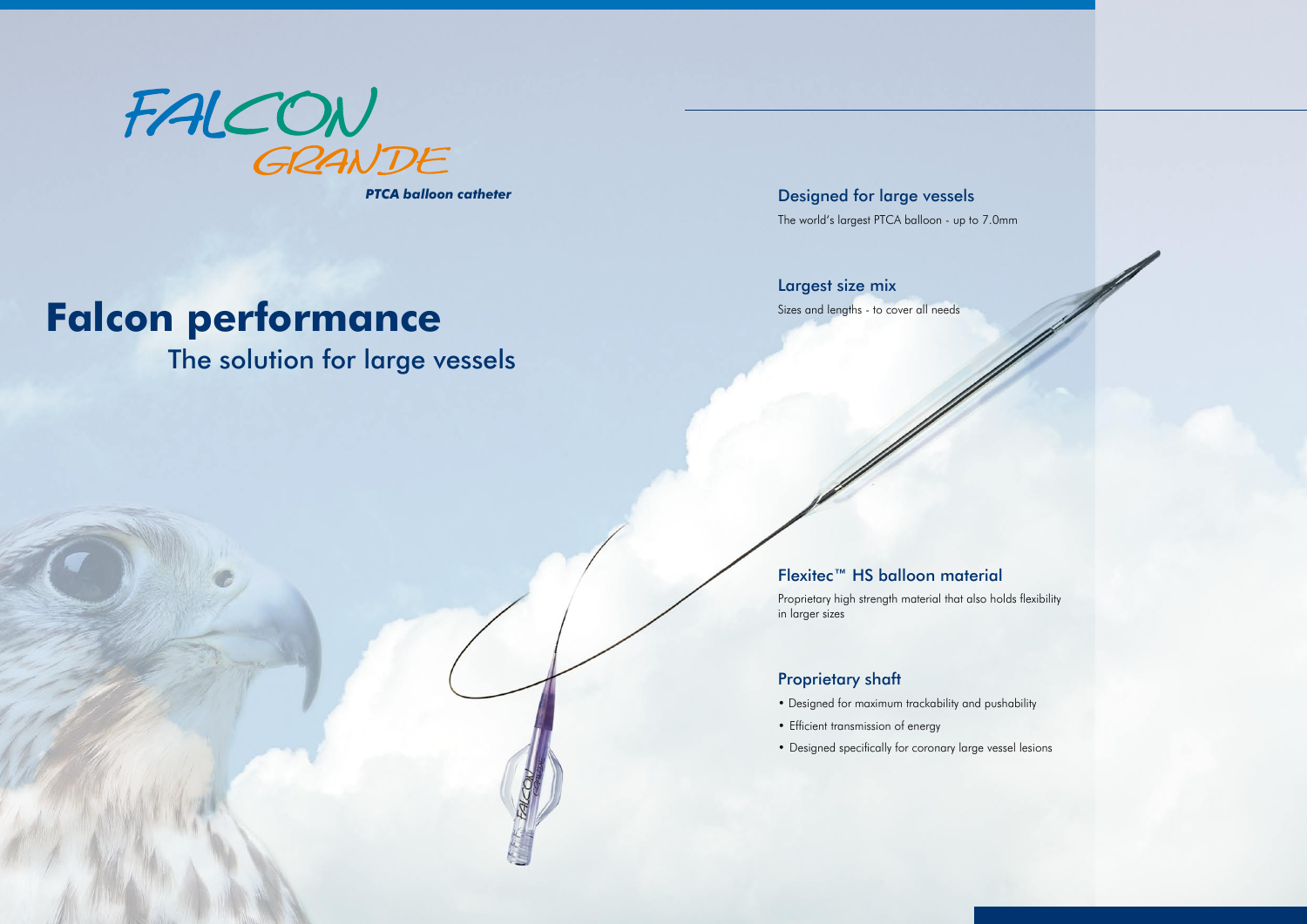FALCON GRANDE

***PTCA balloon catheter***

# Falcon performance

## The solution for large vessels

### Designed for large vessels

The world's largest PTCA balloon - up to 7.0mm

### Largest size mix

Sizes and lengths - to cover all needs

### Flexitec™ HS balloon material

Proprietary high strength material that also holds flexibility in larger sizes

### Proprietary shaft

- Designed for maximum trackability and pushability
- Efficient transmission of energy
- Designed specifically for coronary large vessel lesions